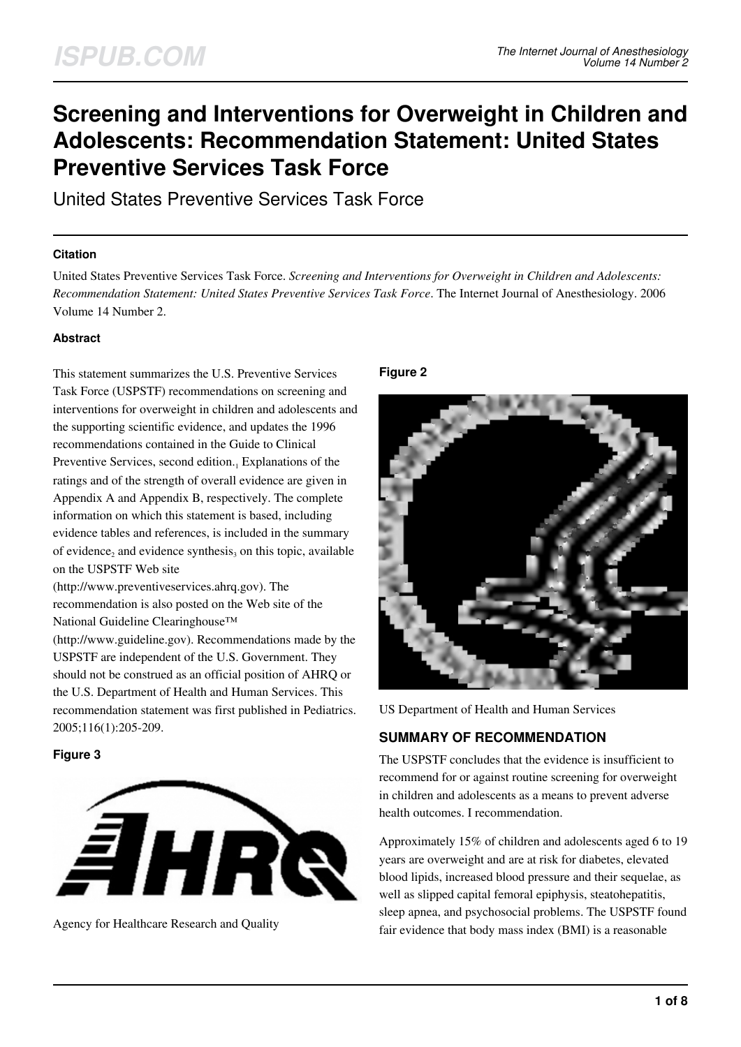# Screening and Interventions for Overweight in Children and Adolescents: Recommendation Statement: United States Preventive Services Task Force

United States Preventive Services Task Force

### Citation

United States Preventive Services Task Force. *Screening and Interventions for Overweight in Children and Adolescents: Recommendation Statement: United States Preventive Services Task Force*. The Internet Journal of Anesthesiology. 2006 Volume 14 Number 2.

### Abstract

This statement summarizes the U.S. Preventive Services Task Force (USPSTF) recommendations on screening and interventions for overweight in children and adolescents and the supporting scientific evidence, and updates the 1996 recommendations contained in the Guide to Clinical Preventive Services, second edition.[1] Explanations of the ratings and of the strength of overall evidence are given in Appendix A and Appendix B, respectively. The complete information on which this statement is based, including evidence tables and references, is included in the summary of evidence[2] and evidence synthesis[3] on this topic, available on the USPSTF Web site (http://www.preventiveservices.ahrq.gov). The recommendation is also posted on the Web site of the National Guideline Clearinghouse™ (http://www.guideline.gov). Recommendations made by the USPSTF are independent of the U.S. Government. They should not be construed as an official position of AHRQ or the U.S. Department of Health and Human Services. This recommendation statement was first published in Pediatrics. 2005;116(1):205-209.

#### Figure 3

Agency for Healthcare Research and Quality

#### Figure 2

US Department of Health and Human Services

## SUMMARY OF RECOMMENDATION

The USPSTF concludes that the evidence is insufficient to recommend for or against routine screening for overweight in children and adolescents as a means to prevent adverse health outcomes. I recommendation.

Approximately 15% of children and adolescents aged 6 to 19 years are overweight and are at risk for diabetes, elevated blood lipids, increased blood pressure and their sequelae, as well as slipped capital femoral epiphysis, steatohepatitis, sleep apnea, and psychosocial problems. The USPSTF found fair evidence that body mass index (BMI) is a reasonable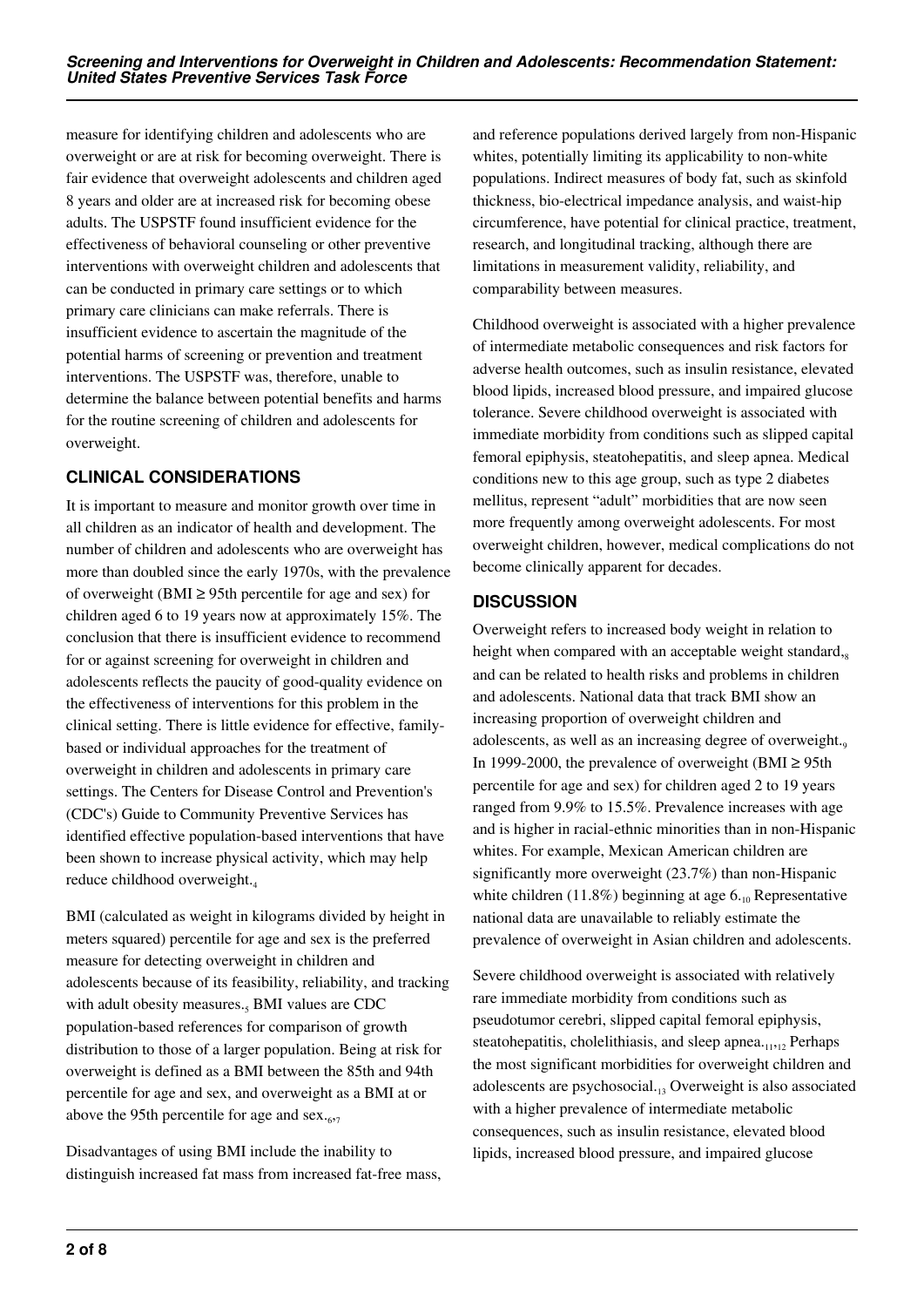measure for identifying children and adolescents who are overweight or are at risk for becoming overweight. There is fair evidence that overweight adolescents and children aged 8 years and older are at increased risk for becoming obese adults. The USPSTF found insufficient evidence for the effectiveness of behavioral counseling or other preventive interventions with overweight children and adolescents that can be conducted in primary care settings or to which primary care clinicians can make referrals. There is insufficient evidence to ascertain the magnitude of the potential harms of screening or prevention and treatment interventions. The USPSTF was, therefore, unable to determine the balance between potential benefits and harms for the routine screening of children and adolescents for overweight.

## CLINICAL CONSIDERATIONS

It is important to measure and monitor growth over time in all children as an indicator of health and development. The number of children and adolescents who are overweight has more than doubled since the early 1970s, with the prevalence of overweight (BMI ≥ 95th percentile for age and sex) for children aged 6 to 19 years now at approximately 15%. The conclusion that there is insufficient evidence to recommend for or against screening for overweight in children and adolescents reflects the paucity of good-quality evidence on the effectiveness of interventions for this problem in the clinical setting. There is little evidence for effective, family-based or individual approaches for the treatment of overweight in children and adolescents in primary care settings. The Centers for Disease Control and Prevention's (CDC's) Guide to Community Preventive Services has identified effective population-based interventions that have been shown to increase physical activity, which may help reduce childhood overweight.[4]

BMI (calculated as weight in kilograms divided by height in meters squared) percentile for age and sex is the preferred measure for detecting overweight in children and adolescents because of its feasibility, reliability, and tracking with adult obesity measures.[5] BMI values are CDC population-based references for comparison of growth distribution to those of a larger population. Being at risk for overweight is defined as a BMI between the 85th and 94th percentile for age and sex, and overweight as a BMI at or above the 95th percentile for age and sex.[6,7]

Disadvantages of using BMI include the inability to distinguish increased fat mass from increased fat-free mass, and reference populations derived largely from non-Hispanic whites, potentially limiting its applicability to non-white populations. Indirect measures of body fat, such as skinfold thickness, bio-electrical impedance analysis, and waist-hip circumference, have potential for clinical practice, treatment, research, and longitudinal tracking, although there are limitations in measurement validity, reliability, and comparability between measures.

Childhood overweight is associated with a higher prevalence of intermediate metabolic consequences and risk factors for adverse health outcomes, such as insulin resistance, elevated blood lipids, increased blood pressure, and impaired glucose tolerance. Severe childhood overweight is associated with immediate morbidity from conditions such as slipped capital femoral epiphysis, steatohepatitis, and sleep apnea. Medical conditions new to this age group, such as type 2 diabetes mellitus, represent "adult" morbidities that are now seen more frequently among overweight adolescents. For most overweight children, however, medical complications do not become clinically apparent for decades.

## DISCUSSION

Overweight refers to increased body weight in relation to height when compared with an acceptable weight standard,[8] and can be related to health risks and problems in children and adolescents. National data that track BMI show an increasing proportion of overweight children and adolescents, as well as an increasing degree of overweight.[9] In 1999-2000, the prevalence of overweight (BMI ≥ 95th percentile for age and sex) for children aged 2 to 19 years ranged from 9.9% to 15.5%. Prevalence increases with age and is higher in racial-ethnic minorities than in non-Hispanic whites. For example, Mexican American children are significantly more overweight (23.7%) than non-Hispanic white children (11.8%) beginning at age 6.[10] Representative national data are unavailable to reliably estimate the prevalence of overweight in Asian children and adolescents.

Severe childhood overweight is associated with relatively rare immediate morbidity from conditions such as pseudotumor cerebri, slipped capital femoral epiphysis, steatohepatitis, cholelithiasis, and sleep apnea.[11,12] Perhaps the most significant morbidities for overweight children and adolescents are psychosocial.[13] Overweight is also associated with a higher prevalence of intermediate metabolic consequences, such as insulin resistance, elevated blood lipids, increased blood pressure, and impaired glucose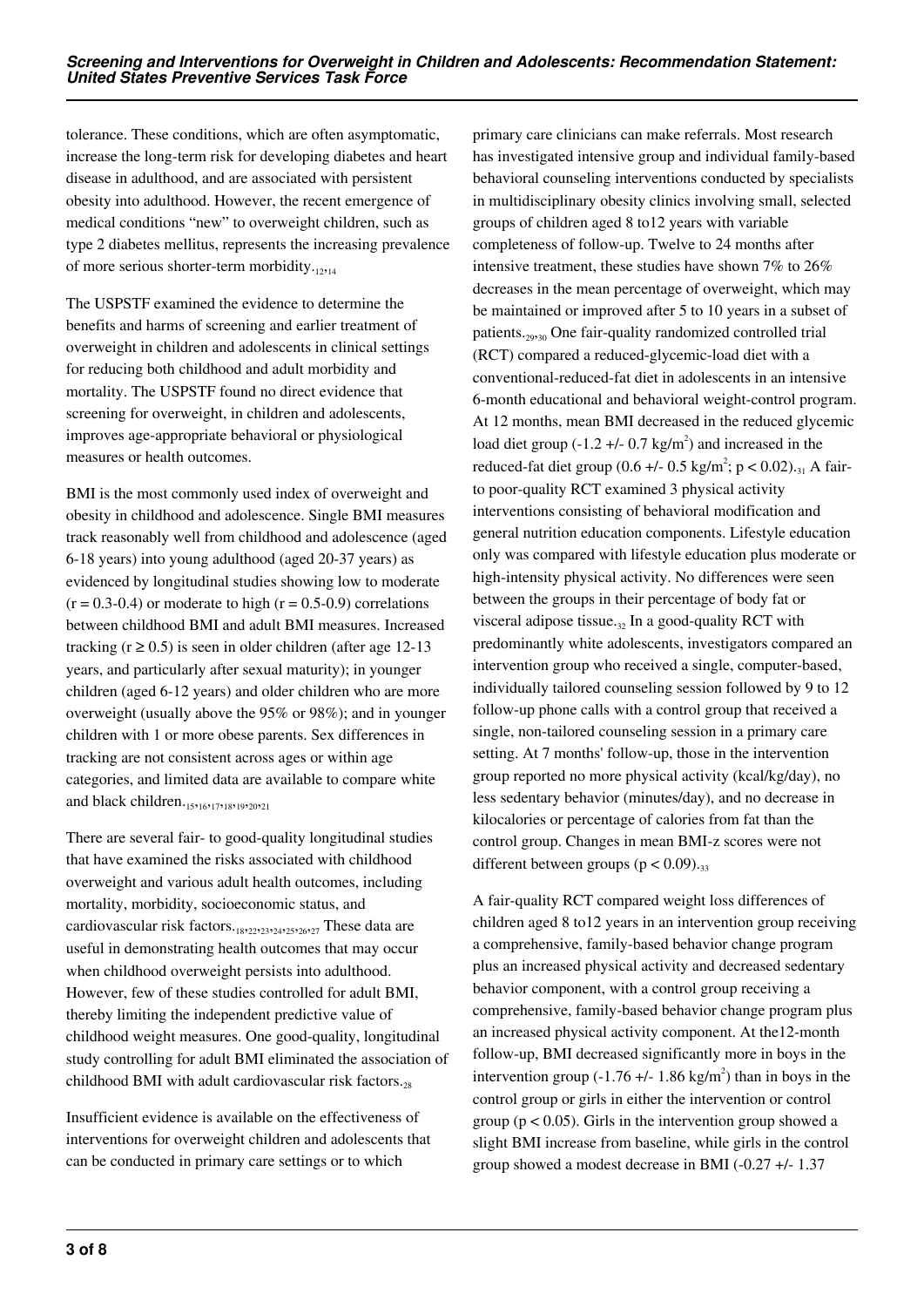tolerance. These conditions, which are often asymptomatic, increase the long-term risk for developing diabetes and heart disease in adulthood, and are associated with persistent obesity into adulthood. However, the recent emergence of medical conditions "new" to overweight children, such as type 2 diabetes mellitus, represents the increasing prevalence of more serious shorter-term morbidity.[12,14]

The USPSTF examined the evidence to determine the benefits and harms of screening and earlier treatment of overweight in children and adolescents in clinical settings for reducing both childhood and adult morbidity and mortality. The USPSTF found no direct evidence that screening for overweight, in children and adolescents, improves age-appropriate behavioral or physiological measures or health outcomes.

BMI is the most commonly used index of overweight and obesity in childhood and adolescence. Single BMI measures track reasonably well from childhood and adolescence (aged 6-18 years) into young adulthood (aged 20-37 years) as evidenced by longitudinal studies showing low to moderate ($r = 0.3$-$0.4$) or moderate to high ($r = 0.5$-$0.9$) correlations between childhood BMI and adult BMI measures. Increased tracking ($r \geq 0.5$) is seen in older children (after age 12-13 years, and particularly after sexual maturity); in younger children (aged 6-12 years) and older children who are more overweight (usually above the 95% or 98%); and in younger children with 1 or more obese parents. Sex differences in tracking are not consistent across ages or within age categories, and limited data are available to compare white and black children.[15,16,17,18,19,20,21]

There are several fair- to good-quality longitudinal studies that have examined the risks associated with childhood overweight and various adult health outcomes, including mortality, morbidity, socioeconomic status, and cardiovascular risk factors.[18,22,23,24,25,26,27] These data are useful in demonstrating health outcomes that may occur when childhood overweight persists into adulthood. However, few of these studies controlled for adult BMI, thereby limiting the independent predictive value of childhood weight measures. One good-quality, longitudinal study controlling for adult BMI eliminated the association of childhood BMI with adult cardiovascular risk factors.[28]

Insufficient evidence is available on the effectiveness of interventions for overweight children and adolescents that can be conducted in primary care settings or to which primary care clinicians can make referrals. Most research has investigated intensive group and individual family-based behavioral counseling interventions conducted by specialists in multidisciplinary obesity clinics involving small, selected groups of children aged 8 to12 years with variable completeness of follow-up. Twelve to 24 months after intensive treatment, these studies have shown 7% to 26% decreases in the mean percentage of overweight, which may be maintained or improved after 5 to 10 years in a subset of patients.[29,30] One fair-quality randomized controlled trial (RCT) compared a reduced-glycemic-load diet with a conventional-reduced-fat diet in adolescents in an intensive 6-month educational and behavioral weight-control program. At 12 months, mean BMI decreased in the reduced glycemic load diet group ($-1.2 \pm 0.7$ kg/m$^2$) and increased in the reduced-fat diet group ($0.6 \pm 0.5$ kg/m$^2$; $p < 0.02$).[31] A fair- to poor-quality RCT examined 3 physical activity interventions consisting of behavioral modification and general nutrition education components. Lifestyle education only was compared with lifestyle education plus moderate or high-intensity physical activity. No differences were seen between the groups in their percentage of body fat or visceral adipose tissue.[32] In a good-quality RCT with predominantly white adolescents, investigators compared an intervention group who received a single, computer-based, individually tailored counseling session followed by 9 to 12 follow-up phone calls with a control group that received a single, non-tailored counseling session in a primary care setting. At 7 months' follow-up, those in the intervention group reported no more physical activity (kcal/kg/day), no less sedentary behavior (minutes/day), and no decrease in kilocalories or percentage of calories from fat than the control group. Changes in mean BMI-z scores were not different between groups ($p < 0.09$).[33]

A fair-quality RCT compared weight loss differences of children aged 8 to12 years in an intervention group receiving a comprehensive, family-based behavior change program plus an increased physical activity and decreased sedentary behavior component, with a control group receiving a comprehensive, family-based behavior change program plus an increased physical activity component. At the12-month follow-up, BMI decreased significantly more in boys in the intervention group ($-1.76 \pm 1.86$ kg/m$^2$) than in boys in the control group or girls in either the intervention or control group ($p < 0.05$). Girls in the intervention group showed a slight BMI increase from baseline, while girls in the control group showed a modest decrease in BMI ($-0.27 \pm 1.37$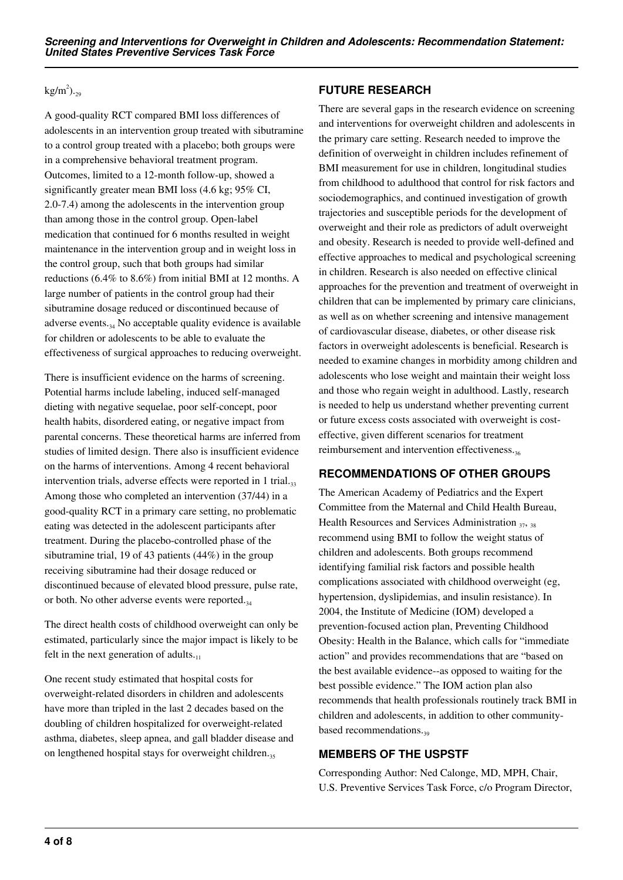$kg/m^2$).[29]

A good-quality RCT compared BMI loss differences of adolescents in an intervention group treated with sibutramine to a control group treated with a placebo; both groups were in a comprehensive behavioral treatment program. Outcomes, limited to a 12-month follow-up, showed a significantly greater mean BMI loss (4.6 kg; 95% CI, 2.0-7.4) among the adolescents in the intervention group than among those in the control group. Open-label medication that continued for 6 months resulted in weight maintenance in the intervention group and in weight loss in the control group, such that both groups had similar reductions (6.4% to 8.6%) from initial BMI at 12 months. A large number of patients in the control group had their sibutramine dosage reduced or discontinued because of adverse events.[34] No acceptable quality evidence is available for children or adolescents to be able to evaluate the effectiveness of surgical approaches to reducing overweight.

There is insufficient evidence on the harms of screening. Potential harms include labeling, induced self-managed dieting with negative sequelae, poor self-concept, poor health habits, disordered eating, or negative impact from parental concerns. These theoretical harms are inferred from studies of limited design. There also is insufficient evidence on the harms of interventions. Among 4 recent behavioral intervention trials, adverse effects were reported in 1 trial.[33] Among those who completed an intervention (37/44) in a good-quality RCT in a primary care setting, no problematic eating was detected in the adolescent participants after treatment. During the placebo-controlled phase of the sibutramine trial, 19 of 43 patients (44%) in the group receiving sibutramine had their dosage reduced or discontinued because of elevated blood pressure, pulse rate, or both. No other adverse events were reported.[34]

The direct health costs of childhood overweight can only be estimated, particularly since the major impact is likely to be felt in the next generation of adults.[11]

One recent study estimated that hospital costs for overweight-related disorders in children and adolescents have more than tripled in the last 2 decades based on the doubling of children hospitalized for overweight-related asthma, diabetes, sleep apnea, and gall bladder disease and on lengthened hospital stays for overweight children.[35]

## FUTURE RESEARCH

There are several gaps in the research evidence on screening and interventions for overweight children and adolescents in the primary care setting. Research needed to improve the definition of overweight in children includes refinement of BMI measurement for use in children, longitudinal studies from childhood to adulthood that control for risk factors and sociodemographics, and continued investigation of growth trajectories and susceptible periods for the development of overweight and their role as predictors of adult overweight and obesity. Research is needed to provide well-defined and effective approaches to medical and psychological screening in children. Research is also needed on effective clinical approaches for the prevention and treatment of overweight in children that can be implemented by primary care clinicians, as well as on whether screening and intensive management of cardiovascular disease, diabetes, or other disease risk factors in overweight adolescents is beneficial. Research is needed to examine changes in morbidity among children and adolescents who lose weight and maintain their weight loss and those who regain weight in adulthood. Lastly, research is needed to help us understand whether preventing current or future excess costs associated with overweight is cost-effective, given different scenarios for treatment reimbursement and intervention effectiveness.[36]

## RECOMMENDATIONS OF OTHER GROUPS

The American Academy of Pediatrics and the Expert Committee from the Maternal and Child Health Bureau, Health Resources and Services Administration [37, 38] recommend using BMI to follow the weight status of children and adolescents. Both groups recommend identifying familial risk factors and possible health complications associated with childhood overweight (eg, hypertension, dyslipidemias, and insulin resistance). In 2004, the Institute of Medicine (IOM) developed a prevention-focused action plan, Preventing Childhood Obesity: Health in the Balance, which calls for "immediate action" and provides recommendations that are "based on the best available evidence--as opposed to waiting for the best possible evidence." The IOM action plan also recommends that health professionals routinely track BMI in children and adolescents, in addition to other community-based recommendations.[39]

## MEMBERS OF THE USPSTF

Corresponding Author: Ned Calonge, MD, MPH, Chair, U.S. Preventive Services Task Force, c/o Program Director,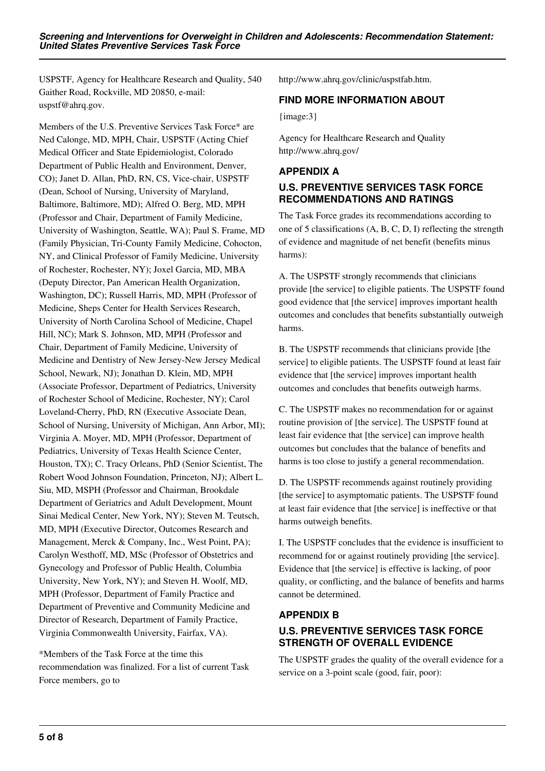USPSTF, Agency for Healthcare Research and Quality, 540 Gaither Road, Rockville, MD 20850, e-mail: uspstf@ahrq.gov.

Members of the U.S. Preventive Services Task Force* are Ned Calonge, MD, MPH, Chair, USPSTF (Acting Chief Medical Officer and State Epidemiologist, Colorado Department of Public Health and Environment, Denver, CO); Janet D. Allan, PhD, RN, CS, Vice-chair, USPSTF (Dean, School of Nursing, University of Maryland, Baltimore, Baltimore, MD); Alfred O. Berg, MD, MPH (Professor and Chair, Department of Family Medicine, University of Washington, Seattle, WA); Paul S. Frame, MD (Family Physician, Tri-County Family Medicine, Cohocton, NY, and Clinical Professor of Family Medicine, University of Rochester, Rochester, NY); Joxel Garcia, MD, MBA (Deputy Director, Pan American Health Organization, Washington, DC); Russell Harris, MD, MPH (Professor of Medicine, Sheps Center for Health Services Research, University of North Carolina School of Medicine, Chapel Hill, NC); Mark S. Johnson, MD, MPH (Professor and Chair, Department of Family Medicine, University of Medicine and Dentistry of New Jersey-New Jersey Medical School, Newark, NJ); Jonathan D. Klein, MD, MPH (Associate Professor, Department of Pediatrics, University of Rochester School of Medicine, Rochester, NY); Carol Loveland-Cherry, PhD, RN (Executive Associate Dean, School of Nursing, University of Michigan, Ann Arbor, MI); Virginia A. Moyer, MD, MPH (Professor, Department of Pediatrics, University of Texas Health Science Center, Houston, TX); C. Tracy Orleans, PhD (Senior Scientist, The Robert Wood Johnson Foundation, Princeton, NJ); Albert L. Siu, MD, MSPH (Professor and Chairman, Brookdale Department of Geriatrics and Adult Development, Mount Sinai Medical Center, New York, NY); Steven M. Teutsch, MD, MPH (Executive Director, Outcomes Research and Management, Merck & Company, Inc., West Point, PA); Carolyn Westhoff, MD, MSc (Professor of Obstetrics and Gynecology and Professor of Public Health, Columbia University, New York, NY); and Steven H. Woolf, MD, MPH (Professor, Department of Family Practice and Department of Preventive and Community Medicine and Director of Research, Department of Family Practice, Virginia Commonwealth University, Fairfax, VA).

*Members of the Task Force at the time this recommendation was finalized. For a list of current Task Force members, go to http://www.ahrq.gov/clinic/uspstfab.htm.

## FIND MORE INFORMATION ABOUT

{image:3}

Agency for Healthcare Research and Quality http://www.ahrq.gov/

## APPENDIX A

## U.S. PREVENTIVE SERVICES TASK FORCE RECOMMENDATIONS AND RATINGS

The Task Force grades its recommendations according to one of 5 classifications (A, B, C, D, I) reflecting the strength of evidence and magnitude of net benefit (benefits minus harms):

A. The USPSTF strongly recommends that clinicians provide [the service] to eligible patients. The USPSTF found good evidence that [the service] improves important health outcomes and concludes that benefits substantially outweigh harms.

B. The USPSTF recommends that clinicians provide [the service] to eligible patients. The USPSTF found at least fair evidence that [the service] improves important health outcomes and concludes that benefits outweigh harms.

C. The USPSTF makes no recommendation for or against routine provision of [the service]. The USPSTF found at least fair evidence that [the service] can improve health outcomes but concludes that the balance of benefits and harms is too close to justify a general recommendation.

D. The USPSTF recommends against routinely providing [the service] to asymptomatic patients. The USPSTF found at least fair evidence that [the service] is ineffective or that harms outweigh benefits.

I. The USPSTF concludes that the evidence is insufficient to recommend for or against routinely providing [the service]. Evidence that [the service] is effective is lacking, of poor quality, or conflicting, and the balance of benefits and harms cannot be determined.

## APPENDIX B

## U.S. PREVENTIVE SERVICES TASK FORCE STRENGTH OF OVERALL EVIDENCE

The USPSTF grades the quality of the overall evidence for a service on a 3-point scale (good, fair, poor):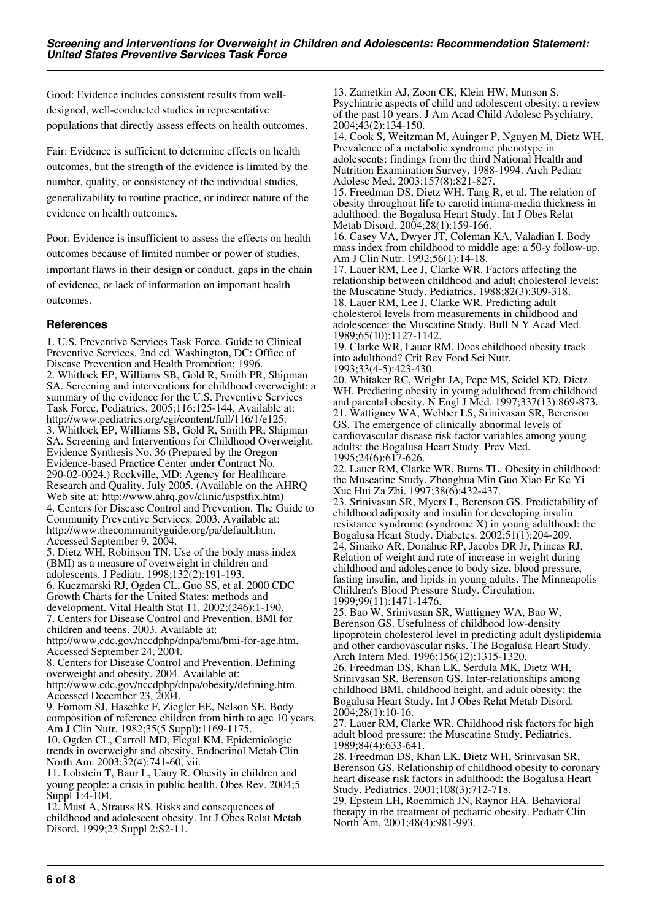Good: Evidence includes consistent results from well-designed, well-conducted studies in representative populations that directly assess effects on health outcomes.

Fair: Evidence is sufficient to determine effects on health outcomes, but the strength of the evidence is limited by the number, quality, or consistency of the individual studies, generalizability to routine practice, or indirect nature of the evidence on health outcomes.

Poor: Evidence is insufficient to assess the effects on health outcomes because of limited number or power of studies, important flaws in their design or conduct, gaps in the chain of evidence, or lack of information on important health outcomes.

### References

1. U.S. Preventive Services Task Force. Guide to Clinical Preventive Services. 2nd ed. Washington, DC: Office of Disease Prevention and Health Promotion; 1996.
2. Whitlock EP, Williams SB, Gold R, Smith PR, Shipman SA. Screening and interventions for childhood overweight: a summary of the evidence for the U.S. Preventive Services Task Force. Pediatrics. 2005;116:125-144. Available at: http://www.pediatrics.org/cgi/content/full/116/1/e125.
3. Whitlock EP, Williams SB, Gold R, Smith PR, Shipman SA. Screening and Interventions for Childhood Overweight. Evidence Synthesis No. 36 (Prepared by the Oregon Evidence-based Practice Center under Contract No. 290-02-0024.) Rockville, MD: Agency for Healthcare Research and Quality. July 2005. (Available on the AHRQ Web site at: http://www.ahrq.gov/clinic/uspstfix.htm)
4. Centers for Disease Control and Prevention. The Guide to Community Preventive Services. 2003. Available at: http://www.thecommunityguide.org/pa/default.htm. Accessed September 9, 2004.
5. Dietz WH, Robinson TN. Use of the body mass index (BMI) as a measure of overweight in children and adolescents. J Pediatr. 1998;132(2):191-193.
6. Kuczmarski RJ, Ogden CL, Guo SS, et al. 2000 CDC Growth Charts for the United States: methods and development. Vital Health Stat 11. 2002;(246):1-190.
7. Centers for Disease Control and Prevention. BMI for children and teens. 2003. Available at: http://www.cdc.gov/nccdphp/dnpa/bmi/bmi-for-age.htm. Accessed September 24, 2004.
8. Centers for Disease Control and Prevention. Defining overweight and obesity. 2004. Available at: http://www.cdc.gov/nccdphp/dnpa/obesity/defining.htm. Accessed December 23, 2004.
9. Fomom SJ, Haschke F, Ziegler EE, Nelson SE. Body composition of reference children from birth to age 10 years. Am J Clin Nutr. 1982;35(5 Suppl):1169-1175.
10. Ogden CL, Carroll MD, Flegal KM. Epidemiologic trends in overweight and obesity. Endocrinol Metab Clin North Am. 2003;32(4):741-60, vii.
11. Lobstein T, Baur L, Uauy R. Obesity in children and young people: a crisis in public health. Obes Rev. 2004;5 Suppl 1:4-104.
12. Must A, Strauss RS. Risks and consequences of childhood and adolescent obesity. Int J Obes Relat Metab Disord. 1999;23 Suppl 2:S2-11.
13. Zametkin AJ, Zoon CK, Klein HW, Munson S. Psychiatric aspects of child and adolescent obesity: a review of the past 10 years. J Am Acad Child Adolesc Psychiatry. 2004;43(2):134-150.
14. Cook S, Weitzman M, Auinger P, Nguyen M, Dietz WH. Prevalence of a metabolic syndrome phenotype in adolescents: findings from the third National Health and Nutrition Examination Survey, 1988-1994. Arch Pediatr Adolesc Med. 2003;157(8):821-827.
15. Freedman DS, Dietz WH, Tang R, et al. The relation of obesity throughout life to carotid intima-media thickness in adulthood: the Bogalusa Heart Study. Int J Obes Relat Metab Disord. 2004;28(1):159-166.
16. Casey VA, Dwyer JT, Coleman KA, Valadian I. Body mass index from childhood to middle age: a 50-y follow-up. Am J Clin Nutr. 1992;56(1):14-18.
17. Lauer RM, Lee J, Clarke WR. Factors affecting the relationship between childhood and adult cholesterol levels: the Muscatine Study. Pediatrics. 1988;82(3):309-318.
18. Lauer RM, Lee J, Clarke WR. Predicting adult cholesterol levels from measurements in childhood and adolescence: the Muscatine Study. Bull N Y Acad Med. 1989;65(10):1127-1142.
19. Clarke WR, Lauer RM. Does childhood obesity track into adulthood? Crit Rev Food Sci Nutr. 1993;33(4-5):423-430.
20. Whitaker RC, Wright JA, Pepe MS, Seidel KD, Dietz WH. Predicting obesity in young adulthood from childhood and parental obesity. N Engl J Med. 1997;337(13):869-873.
21. Wattigney WA, Webber LS, Srinivasan SR, Berenson GS. The emergence of clinically abnormal levels of cardiovascular disease risk factor variables among young adults: the Bogalusa Heart Study. Prev Med. 1995;24(6):617-626.
22. Lauer RM, Clarke WR, Burns TL. Obesity in childhood: the Muscatine Study. Zhonghua Min Guo Xiao Er Ke Yi Xue Hui Za Zhi. 1997;38(6):432-437.
23. Srinivasan SR, Myers L, Berenson GS. Predictability of childhood adiposity and insulin for developing insulin resistance syndrome (syndrome X) in young adulthood: the Bogalusa Heart Study. Diabetes. 2002;51(1):204-209.
24. Sinaiko AR, Donahue RP, Jacobs DR Jr, Prineas RJ. Relation of weight and rate of increase in weight during childhood and adolescence to body size, blood pressure, fasting insulin, and lipids in young adults. The Minneapolis Children's Blood Pressure Study. Circulation. 1999;99(11):1471-1476.
25. Bao W, Srinivasan SR, Wattigney WA, Bao W, Berenson GS. Usefulness of childhood low-density lipoprotein cholesterol level in predicting adult dyslipidemia and other cardiovascular risks. The Bogalusa Heart Study. Arch Intern Med. 1996;156(12):1315-1320.
26. Freedman DS, Khan LK, Serdula MK, Dietz WH, Srinivasan SR, Berenson GS. Inter-relationships among childhood BMI, childhood height, and adult obesity: the Bogalusa Heart Study. Int J Obes Relat Metab Disord. 2004;28(1):10-16.
27. Lauer RM, Clarke WR. Childhood risk factors for high adult blood pressure: the Muscatine Study. Pediatrics. 1989;84(4):633-641.
28. Freedman DS, Khan LK, Dietz WH, Srinivasan SR, Berenson GS. Relationship of childhood obesity to coronary heart disease risk factors in adulthood: the Bogalusa Heart Study. Pediatrics. 2001;108(3):712-718.
29. Epstein LH, Roemmich JN, Raynor HA. Behavioral therapy in the treatment of pediatric obesity. Pediatr Clin North Am. 2001;48(4):981-993.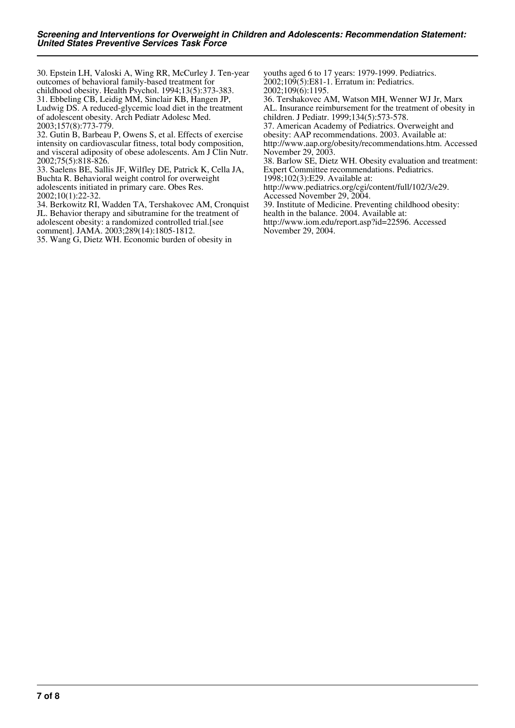30. Epstein LH, Valoski A, Wing RR, McCurley J. Ten-year outcomes of behavioral family-based treatment for childhood obesity. Health Psychol. 1994;13(5):373-383.
31. Ebbeling CB, Leidig MM, Sinclair KB, Hangen JP, Ludwig DS. A reduced-glycemic load diet in the treatment of adolescent obesity. Arch Pediatr Adolesc Med. 2003;157(8):773-779.
32. Gutin B, Barbeau P, Owens S, et al. Effects of exercise intensity on cardiovascular fitness, total body composition, and visceral adiposity of obese adolescents. Am J Clin Nutr. 2002;75(5):818-826.
33. Saelens BE, Sallis JF, Wilfley DE, Patrick K, Cella JA, Buchta R. Behavioral weight control for overweight adolescents initiated in primary care. Obes Res. 2002;10(1):22-32.
34. Berkowitz RI, Wadden TA, Tershakovec AM, Cronquist JL. Behavior therapy and sibutramine for the treatment of adolescent obesity: a randomized controlled trial.[see comment]. JAMA. 2003;289(14):1805-1812.
35. Wang G, Dietz WH. Economic burden of obesity in youths aged 6 to 17 years: 1979-1999. Pediatrics. 2002;109(5):E81-1. Erratum in: Pediatrics. 2002;109(6):1195.
36. Tershakovec AM, Watson MH, Wenner WJ Jr, Marx AL. Insurance reimbursement for the treatment of obesity in children. J Pediatr. 1999;134(5):573-578.
37. American Academy of Pediatrics. Overweight and obesity: AAP recommendations. 2003. Available at: http://www.aap.org/obesity/recommendations.htm. Accessed November 29, 2003.
38. Barlow SE, Dietz WH. Obesity evaluation and treatment: Expert Committee recommendations. Pediatrics. 1998;102(3):E29. Available at: http://www.pediatrics.org/cgi/content/full/102/3/e29. Accessed November 29, 2004.
39. Institute of Medicine. Preventing childhood obesity: health in the balance. 2004. Available at: http://www.iom.edu/report.asp?id=22596. Accessed November 29, 2004.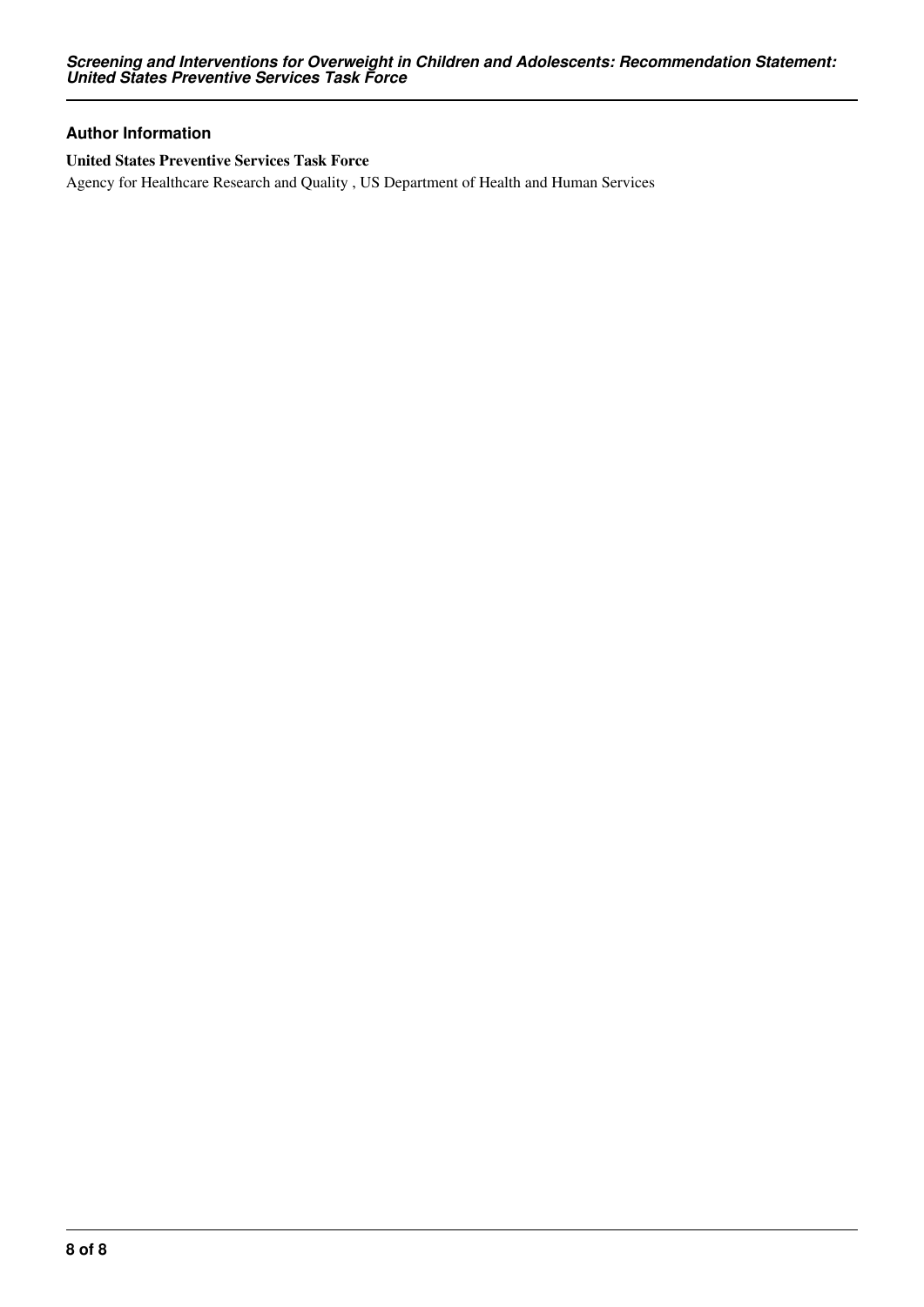## Author Information

**United States Preventive Services Task Force**

Agency for Healthcare Research and Quality , US Department of Health and Human Services